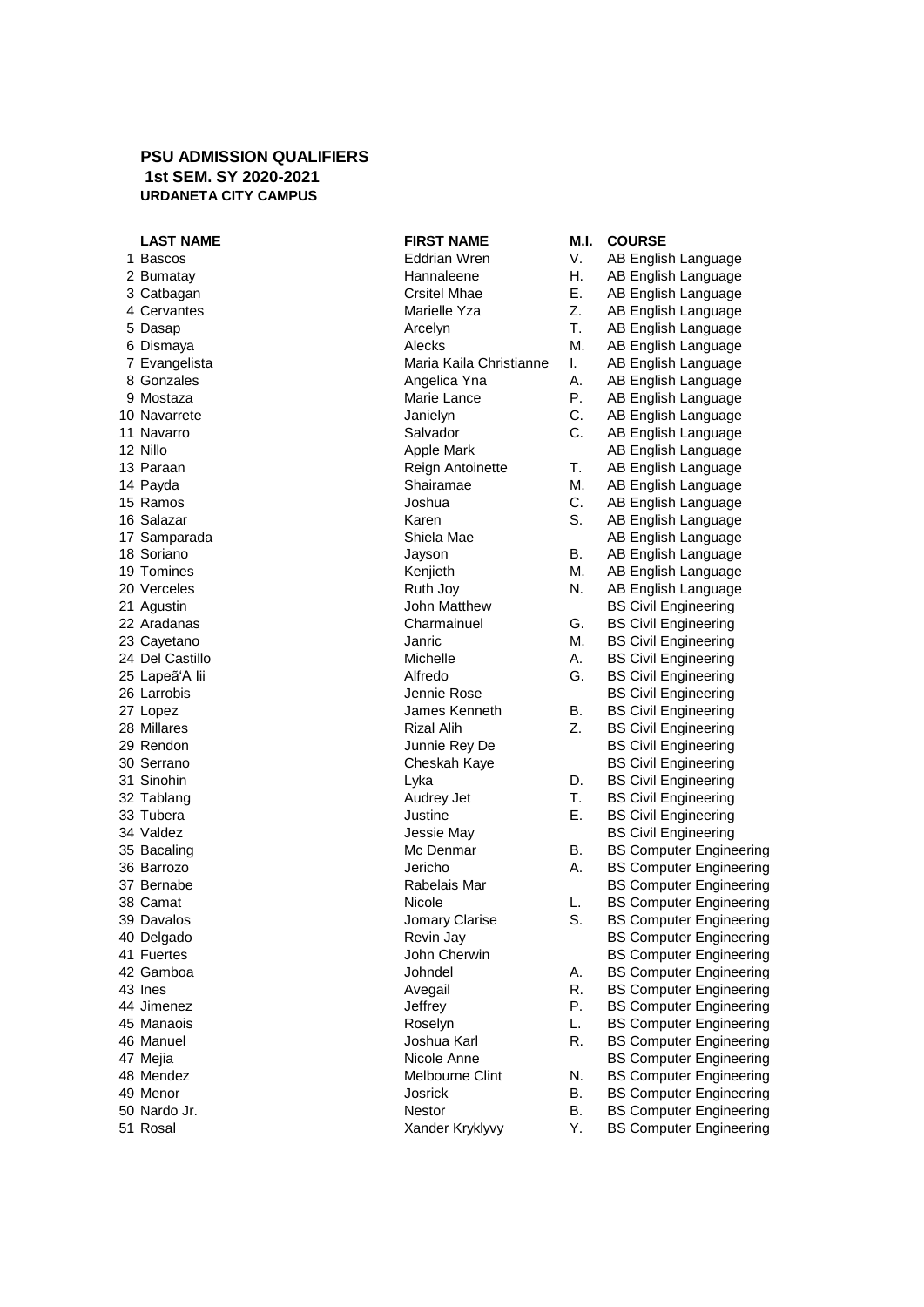**PSU ADMISSION QUALIFIERS**
**1st SEM. SY 2020-2021**
**URDANETA CITY CAMPUS**

| | LAST NAME | FIRST NAME | M.I. | COURSE |
|---|---|---|---|---|
| 1 | Bascos | Eddrian Wren | V. | AB English Language |
| 2 | Bumatay | Hannaleene | H. | AB English Language |
| 3 | Catbagan | Crsitel Mhae | E. | AB English Language |
| 4 | Cervantes | Marielle Yza | Z. | AB English Language |
| 5 | Dasap | Arcelyn | T. | AB English Language |
| 6 | Dismaya | Alecks | M. | AB English Language |
| 7 | Evangelista | Maria Kaila Christianne | I. | AB English Language |
| 8 | Gonzales | Angelica Yna | A. | AB English Language |
| 9 | Mostaza | Marie Lance | P. | AB English Language |
| 10 | Navarrete | Janielyn | C. | AB English Language |
| 11 | Navarro | Salvador | C. | AB English Language |
| 12 | Nillo | Apple Mark | | AB English Language |
| 13 | Paraan | Reign Antoinette | T. | AB English Language |
| 14 | Payda | Shairamae | M. | AB English Language |
| 15 | Ramos | Joshua | C. | AB English Language |
| 16 | Salazar | Karen | S. | AB English Language |
| 17 | Samparada | Shiela Mae | | AB English Language |
| 18 | Soriano | Jayson | B. | AB English Language |
| 19 | Tomines | Kenjieth | M. | AB English Language |
| 20 | Verceles | Ruth Joy | N. | AB English Language |
| 21 | Agustin | John Matthew | | BS Civil Engineering |
| 22 | Aradanas | Charmainuel | G. | BS Civil Engineering |
| 23 | Cayetano | Janric | M. | BS Civil Engineering |
| 24 | Del Castillo | Michelle | A. | BS Civil Engineering |
| 25 | Lapeã'A Iii | Alfredo | G. | BS Civil Engineering |
| 26 | Larrobis | Jennie Rose | | BS Civil Engineering |
| 27 | Lopez | James Kenneth | B. | BS Civil Engineering |
| 28 | Millares | Rizal Alih | Z. | BS Civil Engineering |
| 29 | Rendon | Junnie Rey De | | BS Civil Engineering |
| 30 | Serrano | Cheskah Kaye | | BS Civil Engineering |
| 31 | Sinohin | Lyka | D. | BS Civil Engineering |
| 32 | Tablang | Audrey Jet | T. | BS Civil Engineering |
| 33 | Tubera | Justine | E. | BS Civil Engineering |
| 34 | Valdez | Jessie May | | BS Civil Engineering |
| 35 | Bacaling | Mc Denmar | B. | BS Computer Engineering |
| 36 | Barrozo | Jericho | A. | BS Computer Engineering |
| 37 | Bernabe | Rabelais Mar | | BS Computer Engineering |
| 38 | Camat | Nicole | L. | BS Computer Engineering |
| 39 | Davalos | Jomary Clarise | S. | BS Computer Engineering |
| 40 | Delgado | Revin Jay | | BS Computer Engineering |
| 41 | Fuertes | John Cherwin | | BS Computer Engineering |
| 42 | Gamboa | Johndel | A. | BS Computer Engineering |
| 43 | Ines | Avegail | R. | BS Computer Engineering |
| 44 | Jimenez | Jeffrey | P. | BS Computer Engineering |
| 45 | Manaois | Roselyn | L. | BS Computer Engineering |
| 46 | Manuel | Joshua Karl | R. | BS Computer Engineering |
| 47 | Mejia | Nicole Anne | | BS Computer Engineering |
| 48 | Mendez | Melbourne Clint | N. | BS Computer Engineering |
| 49 | Menor | Josrick | B. | BS Computer Engineering |
| 50 | Nardo Jr. | Nestor | B. | BS Computer Engineering |
| 51 | Rosal | Xander Kryklyvy | Y. | BS Computer Engineering |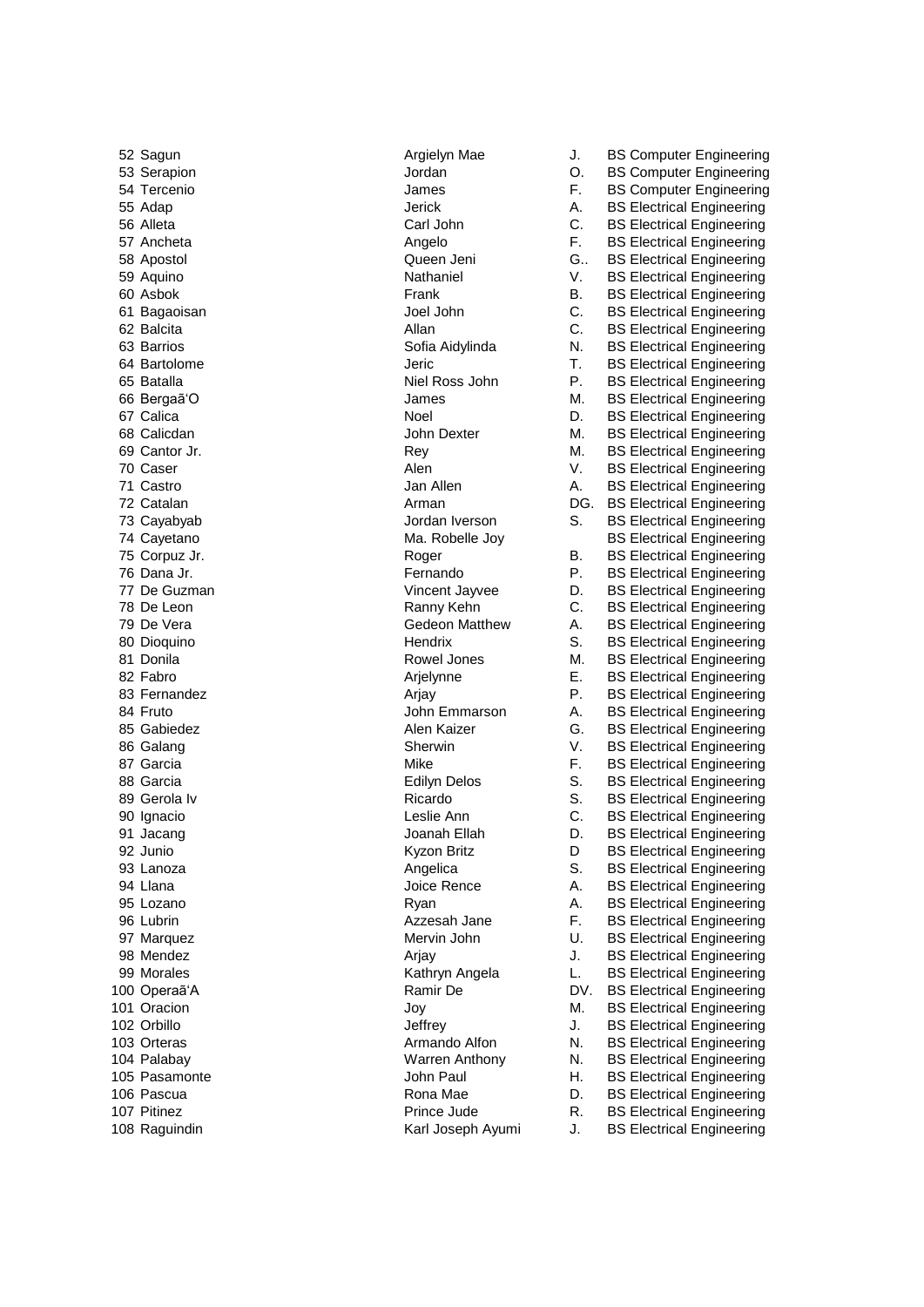| | | | | |
|---|---|---|---|---|
| 52 | Sagun | Argielyn Mae | J. | BS Computer Engineering |
| 53 | Serapion | Jordan | O. | BS Computer Engineering |
| 54 | Tercenio | James | F. | BS Computer Engineering |
| 55 | Adap | Jerick | A. | BS Electrical Engineering |
| 56 | Alleta | Carl John | C. | BS Electrical Engineering |
| 57 | Ancheta | Angelo | F. | BS Electrical Engineering |
| 58 | Apostol | Queen Jeni | G.. | BS Electrical Engineering |
| 59 | Aquino | Nathaniel | V. | BS Electrical Engineering |
| 60 | Asbok | Frank | B. | BS Electrical Engineering |
| 61 | Bagaoisan | Joel John | C. | BS Electrical Engineering |
| 62 | Balcita | Allan | C. | BS Electrical Engineering |
| 63 | Barrios | Sofia Aidylinda | N. | BS Electrical Engineering |
| 64 | Bartolome | Jeric | T. | BS Electrical Engineering |
| 65 | Batalla | Niel Ross John | P. | BS Electrical Engineering |
| 66 | Bergaã'O | James | M. | BS Electrical Engineering |
| 67 | Calica | Noel | D. | BS Electrical Engineering |
| 68 | Calicdan | John Dexter | M. | BS Electrical Engineering |
| 69 | Cantor Jr. | Rey | M. | BS Electrical Engineering |
| 70 | Caser | Alen | V. | BS Electrical Engineering |
| 71 | Castro | Jan Allen | A. | BS Electrical Engineering |
| 72 | Catalan | Arman | DG. | BS Electrical Engineering |
| 73 | Cayabyab | Jordan Iverson | S. | BS Electrical Engineering |
| 74 | Cayetano | Ma. Robelle Joy | | BS Electrical Engineering |
| 75 | Corpuz Jr. | Roger | B. | BS Electrical Engineering |
| 76 | Dana Jr. | Fernando | P. | BS Electrical Engineering |
| 77 | De Guzman | Vincent Jayvee | D. | BS Electrical Engineering |
| 78 | De Leon | Ranny Kehn | C. | BS Electrical Engineering |
| 79 | De Vera | Gedeon Matthew | A. | BS Electrical Engineering |
| 80 | Dioquino | Hendrix | S. | BS Electrical Engineering |
| 81 | Donila | Rowel Jones | M. | BS Electrical Engineering |
| 82 | Fabro | Arjelynne | E. | BS Electrical Engineering |
| 83 | Fernandez | Arjay | P. | BS Electrical Engineering |
| 84 | Fruto | John Emmarson | A. | BS Electrical Engineering |
| 85 | Gabiedez | Alen Kaizer | G. | BS Electrical Engineering |
| 86 | Galang | Sherwin | V. | BS Electrical Engineering |
| 87 | Garcia | Mike | F. | BS Electrical Engineering |
| 88 | Garcia | Edilyn Delos | S. | BS Electrical Engineering |
| 89 | Gerola Iv | Ricardo | S. | BS Electrical Engineering |
| 90 | Ignacio | Leslie Ann | C. | BS Electrical Engineering |
| 91 | Jacang | Joanah Ellah | D. | BS Electrical Engineering |
| 92 | Junio | Kyzon Britz | D | BS Electrical Engineering |
| 93 | Lanoza | Angelica | S. | BS Electrical Engineering |
| 94 | Llana | Joice Rence | A. | BS Electrical Engineering |
| 95 | Lozano | Ryan | A. | BS Electrical Engineering |
| 96 | Lubrin | Azzesah Jane | F. | BS Electrical Engineering |
| 97 | Marquez | Mervin John | U. | BS Electrical Engineering |
| 98 | Mendez | Arjay | J. | BS Electrical Engineering |
| 99 | Morales | Kathryn Angela | L. | BS Electrical Engineering |
| 100 | Operaã'A | Ramir De | DV. | BS Electrical Engineering |
| 101 | Oracion | Joy | M. | BS Electrical Engineering |
| 102 | Orbillo | Jeffrey | J. | BS Electrical Engineering |
| 103 | Orteras | Armando Alfon | N. | BS Electrical Engineering |
| 104 | Palabay | Warren Anthony | N. | BS Electrical Engineering |
| 105 | Pasamonte | John Paul | H. | BS Electrical Engineering |
| 106 | Pascua | Rona Mae | D. | BS Electrical Engineering |
| 107 | Pitinez | Prince Jude | R. | BS Electrical Engineering |
| 108 | Raguindin | Karl Joseph Ayumi | J. | BS Electrical Engineering |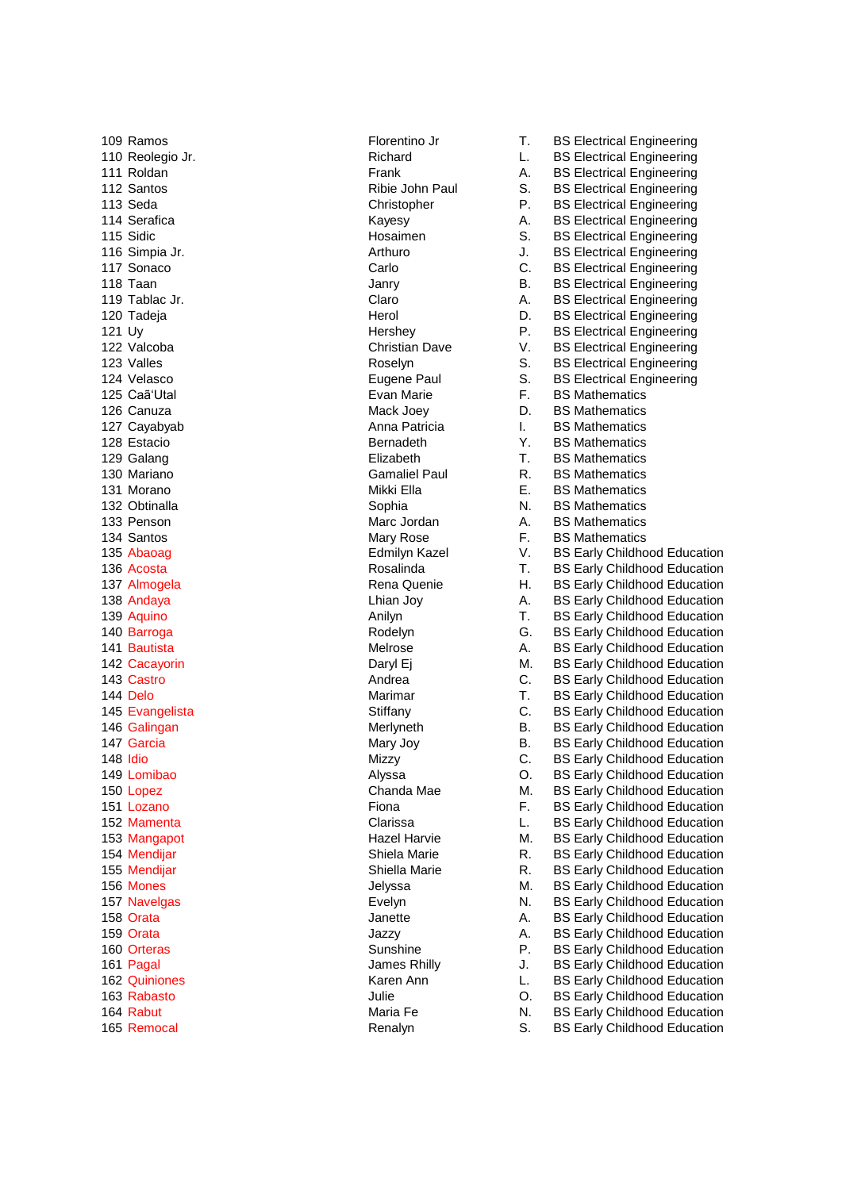| | | | | |
|---|---|---|---|---|
| 109 | Ramos | Florentino Jr | T. | BS Electrical Engineering |
| 110 | Reolegio Jr. | Richard | L. | BS Electrical Engineering |
| 111 | Roldan | Frank | A. | BS Electrical Engineering |
| 112 | Santos | Ribie John Paul | S. | BS Electrical Engineering |
| 113 | Seda | Christopher | P. | BS Electrical Engineering |
| 114 | Serafica | Kayesy | A. | BS Electrical Engineering |
| 115 | Sidic | Hosaimen | S. | BS Electrical Engineering |
| 116 | Simpia Jr. | Arthuro | J. | BS Electrical Engineering |
| 117 | Sonaco | Carlo | C. | BS Electrical Engineering |
| 118 | Taan | Janry | B. | BS Electrical Engineering |
| 119 | Tablac Jr. | Claro | A. | BS Electrical Engineering |
| 120 | Tadeja | Herol | D. | BS Electrical Engineering |
| 121 | Uy | Hershey | P. | BS Electrical Engineering |
| 122 | Valcoba | Christian Dave | V. | BS Electrical Engineering |
| 123 | Valles | Roselyn | S. | BS Electrical Engineering |
| 124 | Velasco | Eugene Paul | S. | BS Electrical Engineering |
| 125 | Caã'Utal | Evan Marie | F. | BS Mathematics |
| 126 | Canuza | Mack Joey | D. | BS Mathematics |
| 127 | Cayabyab | Anna Patricia | I. | BS Mathematics |
| 128 | Estacio | Bernadeth | Y. | BS Mathematics |
| 129 | Galang | Elizabeth | T. | BS Mathematics |
| 130 | Mariano | Gamaliel Paul | R. | BS Mathematics |
| 131 | Morano | Mikki Ella | E. | BS Mathematics |
| 132 | Obtinalla | Sophia | N. | BS Mathematics |
| 133 | Penson | Marc Jordan | A. | BS Mathematics |
| 134 | Santos | Mary Rose | F. | BS Mathematics |
| 135 | Abaoag | Edmilyn Kazel | V. | BS Early Childhood Education |
| 136 | Acosta | Rosalinda | T. | BS Early Childhood Education |
| 137 | Almogela | Rena Quenie | H. | BS Early Childhood Education |
| 138 | Andaya | Lhian Joy | A. | BS Early Childhood Education |
| 139 | Aquino | Anilyn | T. | BS Early Childhood Education |
| 140 | Barroga | Rodelyn | G. | BS Early Childhood Education |
| 141 | Bautista | Melrose | A. | BS Early Childhood Education |
| 142 | Cacayorin | Daryl Ej | M. | BS Early Childhood Education |
| 143 | Castro | Andrea | C. | BS Early Childhood Education |
| 144 | Delo | Marimar | T. | BS Early Childhood Education |
| 145 | Evangelista | Stiffany | C. | BS Early Childhood Education |
| 146 | Galingan | Merlyneth | B. | BS Early Childhood Education |
| 147 | Garcia | Mary Joy | B. | BS Early Childhood Education |
| 148 | Idio | Mizzy | C. | BS Early Childhood Education |
| 149 | Lomibao | Alyssa | O. | BS Early Childhood Education |
| 150 | Lopez | Chanda Mae | M. | BS Early Childhood Education |
| 151 | Lozano | Fiona | F. | BS Early Childhood Education |
| 152 | Mamenta | Clarissa | L. | BS Early Childhood Education |
| 153 | Mangapot | Hazel Harvie | M. | BS Early Childhood Education |
| 154 | Mendijar | Shiela Marie | R. | BS Early Childhood Education |
| 155 | Mendijar | Shiella Marie | R. | BS Early Childhood Education |
| 156 | Mones | Jelyssa | M. | BS Early Childhood Education |
| 157 | Navelgas | Evelyn | N. | BS Early Childhood Education |
| 158 | Orata | Janette | A. | BS Early Childhood Education |
| 159 | Orata | Jazzy | A. | BS Early Childhood Education |
| 160 | Orteras | Sunshine | P. | BS Early Childhood Education |
| 161 | Pagal | James Rhilly | J. | BS Early Childhood Education |
| 162 | Quiniones | Karen Ann | L. | BS Early Childhood Education |
| 163 | Rabasto | Julie | O. | BS Early Childhood Education |
| 164 | Rabut | Maria Fe | N. | BS Early Childhood Education |
| 165 | Remocal | Renalyn | S. | BS Early Childhood Education |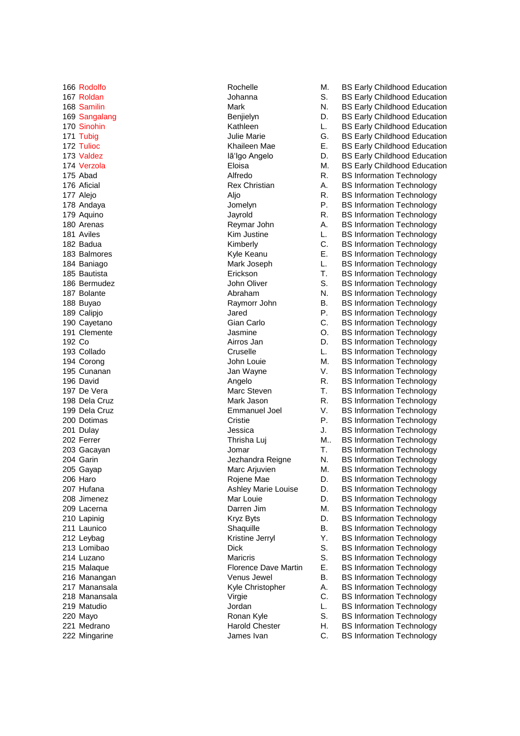| | | | | |
|---|---|---|---|---|
| 166 | Rodolfo | Rochelle | M. | BS Early Childhood Education |
| 167 | Roldan | Johanna | S. | BS Early Childhood Education |
| 168 | Samilin | Mark | N. | BS Early Childhood Education |
| 169 | Sangalang | Benjielyn | D. | BS Early Childhood Education |
| 170 | Sinohin | Kathleen | L. | BS Early Childhood Education |
| 171 | Tubig | Julie Marie | G. | BS Early Childhood Education |
| 172 | Tulioc | Khaileen Mae | E. | BS Early Childhood Education |
| 173 | Valdez | Iã'Igo Angelo | D. | BS Early Childhood Education |
| 174 | Verzola | Eloisa | M. | BS Early Childhood Education |
| 175 | Abad | Alfredo | R. | BS Information Technology |
| 176 | Aficial | Rex Christian | A. | BS Information Technology |
| 177 | Alejo | Aljo | R. | BS Information Technology |
| 178 | Andaya | Jomelyn | P. | BS Information Technology |
| 179 | Aquino | Jayrold | R. | BS Information Technology |
| 180 | Arenas | Reymar John | A. | BS Information Technology |
| 181 | Aviles | Kim Justine | L. | BS Information Technology |
| 182 | Badua | Kimberly | C. | BS Information Technology |
| 183 | Balmores | Kyle Keanu | E. | BS Information Technology |
| 184 | Baniago | Mark Joseph | L. | BS Information Technology |
| 185 | Bautista | Erickson | T. | BS Information Technology |
| 186 | Bermudez | John Oliver | S. | BS Information Technology |
| 187 | Bolante | Abraham | N. | BS Information Technology |
| 188 | Buyao | Raymorr John | B. | BS Information Technology |
| 189 | Calipjo | Jared | P. | BS Information Technology |
| 190 | Cayetano | Gian Carlo | C. | BS Information Technology |
| 191 | Clemente | Jasmine | O. | BS Information Technology |
| 192 | Co | Airros Jan | D. | BS Information Technology |
| 193 | Collado | Cruselle | L. | BS Information Technology |
| 194 | Corong | John Louie | M. | BS Information Technology |
| 195 | Cunanan | Jan Wayne | V. | BS Information Technology |
| 196 | David | Angelo | R. | BS Information Technology |
| 197 | De Vera | Marc Steven | T. | BS Information Technology |
| 198 | Dela Cruz | Mark Jason | R. | BS Information Technology |
| 199 | Dela Cruz | Emmanuel Joel | V. | BS Information Technology |
| 200 | Dotimas | Cristie | P. | BS Information Technology |
| 201 | Dulay | Jessica | J. | BS Information Technology |
| 202 | Ferrer | Thrisha Luj | M.. | BS Information Technology |
| 203 | Gacayan | Jomar | T. | BS Information Technology |
| 204 | Garin | Jezhandra Reigne | N. | BS Information Technology |
| 205 | Gayap | Marc Arjuvien | M. | BS Information Technology |
| 206 | Haro | Rojene Mae | D. | BS Information Technology |
| 207 | Hufana | Ashley Marie Louise | D. | BS Information Technology |
| 208 | Jimenez | Mar Louie | D. | BS Information Technology |
| 209 | Lacerna | Darren Jim | M. | BS Information Technology |
| 210 | Lapinig | Kryz Byts | D. | BS Information Technology |
| 211 | Launico | Shaquille | B. | BS Information Technology |
| 212 | Leybag | Kristine Jerryl | Y. | BS Information Technology |
| 213 | Lomibao | Dick | S. | BS Information Technology |
| 214 | Luzano | Maricris | S. | BS Information Technology |
| 215 | Malaque | Florence Dave Martin | E. | BS Information Technology |
| 216 | Manangan | Venus Jewel | B. | BS Information Technology |
| 217 | Manansala | Kyle Christopher | A. | BS Information Technology |
| 218 | Manansala | Virgie | C. | BS Information Technology |
| 219 | Matudio | Jordan | L. | BS Information Technology |
| 220 | Mayo | Ronan Kyle | S. | BS Information Technology |
| 221 | Medrano | Harold Chester | H. | BS Information Technology |
| 222 | Mingarine | James Ivan | C. | BS Information Technology |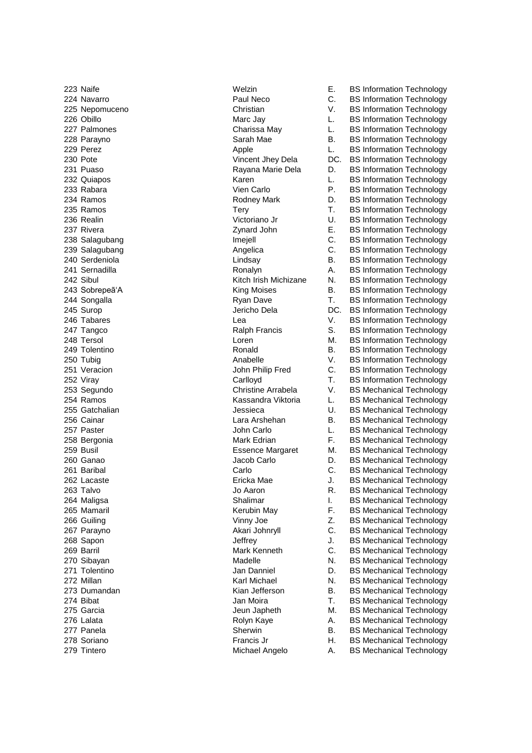| | | | | |
|---|---|---|---|---|
| 223 | Naife | Welzin | E. | BS Information Technology |
| 224 | Navarro | Paul Neco | C. | BS Information Technology |
| 225 | Nepomuceno | Christian | V. | BS Information Technology |
| 226 | Obillo | Marc Jay | L. | BS Information Technology |
| 227 | Palmones | Charissa May | L. | BS Information Technology |
| 228 | Parayno | Sarah Mae | B. | BS Information Technology |
| 229 | Perez | Apple | L. | BS Information Technology |
| 230 | Pote | Vincent Jhey Dela | DC. | BS Information Technology |
| 231 | Puaso | Rayana Marie Dela | D. | BS Information Technology |
| 232 | Quiapos | Karen | L. | BS Information Technology |
| 233 | Rabara | Vien Carlo | P. | BS Information Technology |
| 234 | Ramos | Rodney Mark | D. | BS Information Technology |
| 235 | Ramos | Tery | T. | BS Information Technology |
| 236 | Realin | Victoriano Jr | U. | BS Information Technology |
| 237 | Rivera | Zynard John | E. | BS Information Technology |
| 238 | Salagubang | Imejell | C. | BS Information Technology |
| 239 | Salagubang | Angelica | C. | BS Information Technology |
| 240 | Serdeniola | Lindsay | B. | BS Information Technology |
| 241 | Sernadilla | Ronalyn | A. | BS Information Technology |
| 242 | Sibul | Kitch Irish Michizane | N. | BS Information Technology |
| 243 | Sobrepeã'A | King Moises | B. | BS Information Technology |
| 244 | Songalla | Ryan Dave | T. | BS Information Technology |
| 245 | Surop | Jericho Dela | DC. | BS Information Technology |
| 246 | Tabares | Lea | V. | BS Information Technology |
| 247 | Tangco | Ralph Francis | S. | BS Information Technology |
| 248 | Tersol | Loren | M. | BS Information Technology |
| 249 | Tolentino | Ronald | B. | BS Information Technology |
| 250 | Tubig | Anabelle | V. | BS Information Technology |
| 251 | Veracion | John Philip Fred | C. | BS Information Technology |
| 252 | Viray | Carlloyd | T. | BS Information Technology |
| 253 | Segundo | Christine Arrabela | V. | BS Mechanical Technology |
| 254 | Ramos | Kassandra Viktoria | L. | BS Mechanical Technology |
| 255 | Gatchalian | Jessieca | U. | BS Mechanical Technology |
| 256 | Cainar | Lara Arshehan | B. | BS Mechanical Technology |
| 257 | Paster | John Carlo | L. | BS Mechanical Technology |
| 258 | Bergonia | Mark Edrian | F. | BS Mechanical Technology |
| 259 | Busil | Essence Margaret | M. | BS Mechanical Technology |
| 260 | Ganao | Jacob Carlo | D. | BS Mechanical Technology |
| 261 | Baribal | Carlo | C. | BS Mechanical Technology |
| 262 | Lacaste | Ericka Mae | J. | BS Mechanical Technology |
| 263 | Talvo | Jo Aaron | R. | BS Mechanical Technology |
| 264 | Maligsa | Shalimar | I. | BS Mechanical Technology |
| 265 | Mamaril | Kerubin May | F. | BS Mechanical Technology |
| 266 | Guiling | Vinny Joe | Z. | BS Mechanical Technology |
| 267 | Parayno | Akari Johnryll | C. | BS Mechanical Technology |
| 268 | Sapon | Jeffrey | J. | BS Mechanical Technology |
| 269 | Barril | Mark Kenneth | C. | BS Mechanical Technology |
| 270 | Sibayan | Madelle | N. | BS Mechanical Technology |
| 271 | Tolentino | Jan Danniel | D. | BS Mechanical Technology |
| 272 | Millan | Karl Michael | N. | BS Mechanical Technology |
| 273 | Dumandan | Kian Jefferson | B. | BS Mechanical Technology |
| 274 | Bibat | Jan Moira | T. | BS Mechanical Technology |
| 275 | Garcia | Jeun Japheth | M. | BS Mechanical Technology |
| 276 | Lalata | Rolyn Kaye | A. | BS Mechanical Technology |
| 277 | Panela | Sherwin | B. | BS Mechanical Technology |
| 278 | Soriano | Francis Jr | H. | BS Mechanical Technology |
| 279 | Tintero | Michael Angelo | A. | BS Mechanical Technology |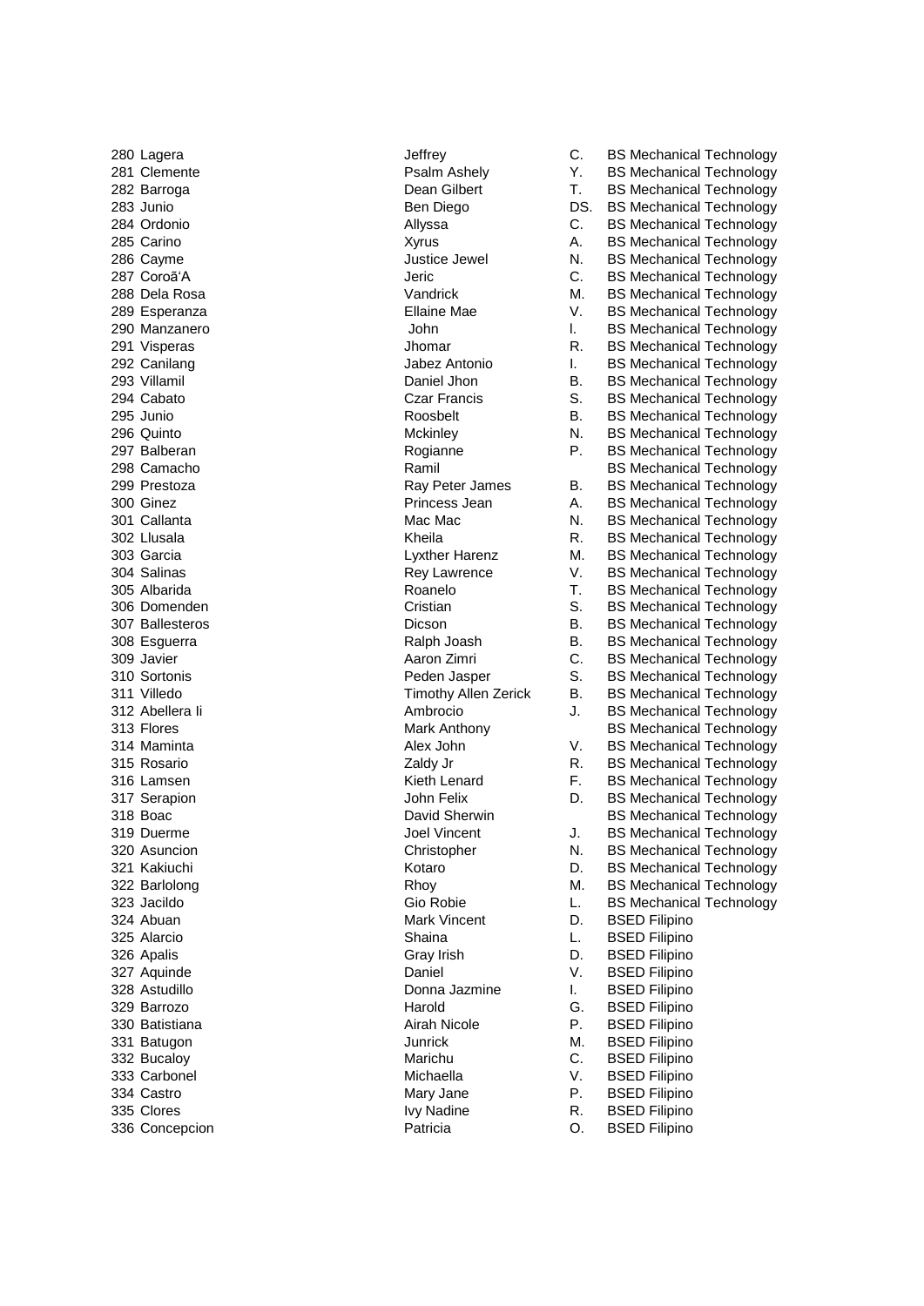| | | | | |
|---|---|---|---|---|
| 280 | Lagera | Jeffrey | C. | BS Mechanical Technology |
| 281 | Clemente | Psalm Ashely | Y. | BS Mechanical Technology |
| 282 | Barroga | Dean Gilbert | T. | BS Mechanical Technology |
| 283 | Junio | Ben Diego | DS. | BS Mechanical Technology |
| 284 | Ordonio | Allyssa | C. | BS Mechanical Technology |
| 285 | Carino | Xyrus | A. | BS Mechanical Technology |
| 286 | Cayme | Justice Jewel | N. | BS Mechanical Technology |
| 287 | Coroã'A | Jeric | C. | BS Mechanical Technology |
| 288 | Dela Rosa | Vandrick | M. | BS Mechanical Technology |
| 289 | Esperanza | Ellaine Mae | V. | BS Mechanical Technology |
| 290 | Manzanero | John | I. | BS Mechanical Technology |
| 291 | Visperas | Jhomar | R. | BS Mechanical Technology |
| 292 | Canilang | Jabez Antonio | I. | BS Mechanical Technology |
| 293 | Villamil | Daniel Jhon | B. | BS Mechanical Technology |
| 294 | Cabato | Czar Francis | S. | BS Mechanical Technology |
| 295 | Junio | Roosbelt | B. | BS Mechanical Technology |
| 296 | Quinto | Mckinley | N. | BS Mechanical Technology |
| 297 | Balberan | Rogianne | P. | BS Mechanical Technology |
| 298 | Camacho | Ramil | | BS Mechanical Technology |
| 299 | Prestoza | Ray Peter James | B. | BS Mechanical Technology |
| 300 | Ginez | Princess Jean | A. | BS Mechanical Technology |
| 301 | Callanta | Mac Mac | N. | BS Mechanical Technology |
| 302 | Llusala | Kheila | R. | BS Mechanical Technology |
| 303 | Garcia | Lyxther Harenz | M. | BS Mechanical Technology |
| 304 | Salinas | Rey Lawrence | V. | BS Mechanical Technology |
| 305 | Albarida | Roanelo | T. | BS Mechanical Technology |
| 306 | Domenden | Cristian | S. | BS Mechanical Technology |
| 307 | Ballesteros | Dicson | B. | BS Mechanical Technology |
| 308 | Esguerra | Ralph Joash | B. | BS Mechanical Technology |
| 309 | Javier | Aaron Zimri | C. | BS Mechanical Technology |
| 310 | Sortonis | Peden Jasper | S. | BS Mechanical Technology |
| 311 | Villedo | Timothy Allen Zerick | B. | BS Mechanical Technology |
| 312 | Abellera Ii | Ambrocio | J. | BS Mechanical Technology |
| 313 | Flores | Mark Anthony | | BS Mechanical Technology |
| 314 | Maminta | Alex John | V. | BS Mechanical Technology |
| 315 | Rosario | Zaldy Jr | R. | BS Mechanical Technology |
| 316 | Lamsen | Kieth Lenard | F. | BS Mechanical Technology |
| 317 | Serapion | John Felix | D. | BS Mechanical Technology |
| 318 | Boac | David Sherwin | | BS Mechanical Technology |
| 319 | Duerme | Joel Vincent | J. | BS Mechanical Technology |
| 320 | Asuncion | Christopher | N. | BS Mechanical Technology |
| 321 | Kakiuchi | Kotaro | D. | BS Mechanical Technology |
| 322 | Barlolong | Rhoy | M. | BS Mechanical Technology |
| 323 | Jacildo | Gio Robie | L. | BS Mechanical Technology |
| 324 | Abuan | Mark Vincent | D. | BSED Filipino |
| 325 | Alarcio | Shaina | L. | BSED Filipino |
| 326 | Apalis | Gray Irish | D. | BSED Filipino |
| 327 | Aquinde | Daniel | V. | BSED Filipino |
| 328 | Astudillo | Donna Jazmine | I. | BSED Filipino |
| 329 | Barrozo | Harold | G. | BSED Filipino |
| 330 | Batistiana | Airah Nicole | P. | BSED Filipino |
| 331 | Batugon | Junrick | M. | BSED Filipino |
| 332 | Bucaloy | Marichu | C. | BSED Filipino |
| 333 | Carbonel | Michaella | V. | BSED Filipino |
| 334 | Castro | Mary Jane | P. | BSED Filipino |
| 335 | Clores | Ivy Nadine | R. | BSED Filipino |
| 336 | Concepcion | Patricia | O. | BSED Filipino |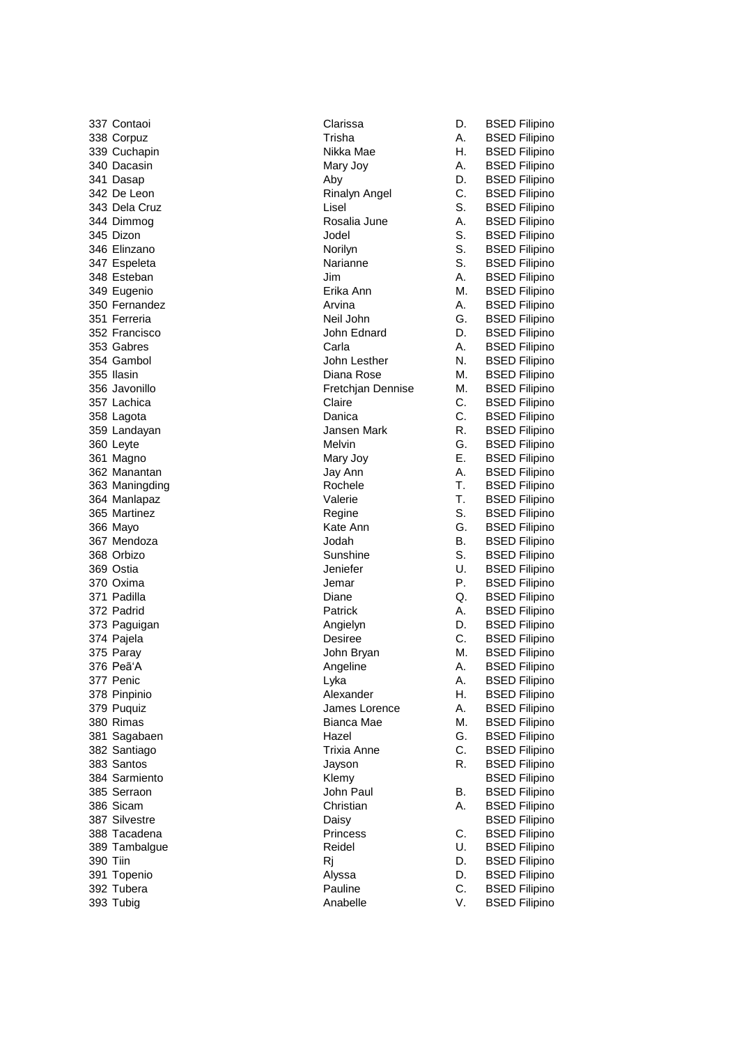| No. | Last Name | First Name | M.I. | Program |
|---|---|---|---|---|
| 337 | Contaoi | Clarissa | D. | BSED Filipino |
| 338 | Corpuz | Trisha | A. | BSED Filipino |
| 339 | Cuchapin | Nikka Mae | H. | BSED Filipino |
| 340 | Dacasin | Mary Joy | A. | BSED Filipino |
| 341 | Dasap | Aby | D. | BSED Filipino |
| 342 | De Leon | Rinalyn Angel | C. | BSED Filipino |
| 343 | Dela Cruz | Lisel | S. | BSED Filipino |
| 344 | Dimmog | Rosalia June | A. | BSED Filipino |
| 345 | Dizon | Jodel | S. | BSED Filipino |
| 346 | Elinzano | Norilyn | S. | BSED Filipino |
| 347 | Espeleta | Narianne | S. | BSED Filipino |
| 348 | Esteban | Jim | A. | BSED Filipino |
| 349 | Eugenio | Erika Ann | M. | BSED Filipino |
| 350 | Fernandez | Arvina | A. | BSED Filipino |
| 351 | Ferreria | Neil John | G. | BSED Filipino |
| 352 | Francisco | John Ednard | D. | BSED Filipino |
| 353 | Gabres | Carla | A. | BSED Filipino |
| 354 | Gambol | John Lesther | N. | BSED Filipino |
| 355 | Ilasin | Diana Rose | M. | BSED Filipino |
| 356 | Javonillo | Fretchjan Dennise | M. | BSED Filipino |
| 357 | Lachica | Claire | C. | BSED Filipino |
| 358 | Lagota | Danica | C. | BSED Filipino |
| 359 | Landayan | Jansen Mark | R. | BSED Filipino |
| 360 | Leyte | Melvin | G. | BSED Filipino |
| 361 | Magno | Mary Joy | E. | BSED Filipino |
| 362 | Manantan | Jay Ann | A. | BSED Filipino |
| 363 | Maningding | Rochele | T. | BSED Filipino |
| 364 | Manlapaz | Valerie | T. | BSED Filipino |
| 365 | Martinez | Regine | S. | BSED Filipino |
| 366 | Mayo | Kate Ann | G. | BSED Filipino |
| 367 | Mendoza | Jodah | B. | BSED Filipino |
| 368 | Orbizo | Sunshine | S. | BSED Filipino |
| 369 | Ostia | Jeniefer | U. | BSED Filipino |
| 370 | Oxima | Jemar | P. | BSED Filipino |
| 371 | Padilla | Diane | Q. | BSED Filipino |
| 372 | Padrid | Patrick | A. | BSED Filipino |
| 373 | Paguigan | Angielyn | D. | BSED Filipino |
| 374 | Pajela | Desiree | C. | BSED Filipino |
| 375 | Paray | John Bryan | M. | BSED Filipino |
| 376 | Peã'A | Angeline | A. | BSED Filipino |
| 377 | Penic | Lyka | A. | BSED Filipino |
| 378 | Pinpinio | Alexander | H. | BSED Filipino |
| 379 | Puquiz | James Lorence | A. | BSED Filipino |
| 380 | Rimas | Bianca Mae | M. | BSED Filipino |
| 381 | Sagabaen | Hazel | G. | BSED Filipino |
| 382 | Santiago | Trixia Anne | C. | BSED Filipino |
| 383 | Santos | Jayson | R. | BSED Filipino |
| 384 | Sarmiento | Klemy | | BSED Filipino |
| 385 | Serraon | John Paul | B. | BSED Filipino |
| 386 | Sicam | Christian | A. | BSED Filipino |
| 387 | Silvestre | Daisy | | BSED Filipino |
| 388 | Tacadena | Princess | C. | BSED Filipino |
| 389 | Tambalgue | Reidel | U. | BSED Filipino |
| 390 | Tiin | Rj | D. | BSED Filipino |
| 391 | Topenio | Alyssa | D. | BSED Filipino |
| 392 | Tubera | Pauline | C. | BSED Filipino |
| 393 | Tubig | Anabelle | V. | BSED Filipino |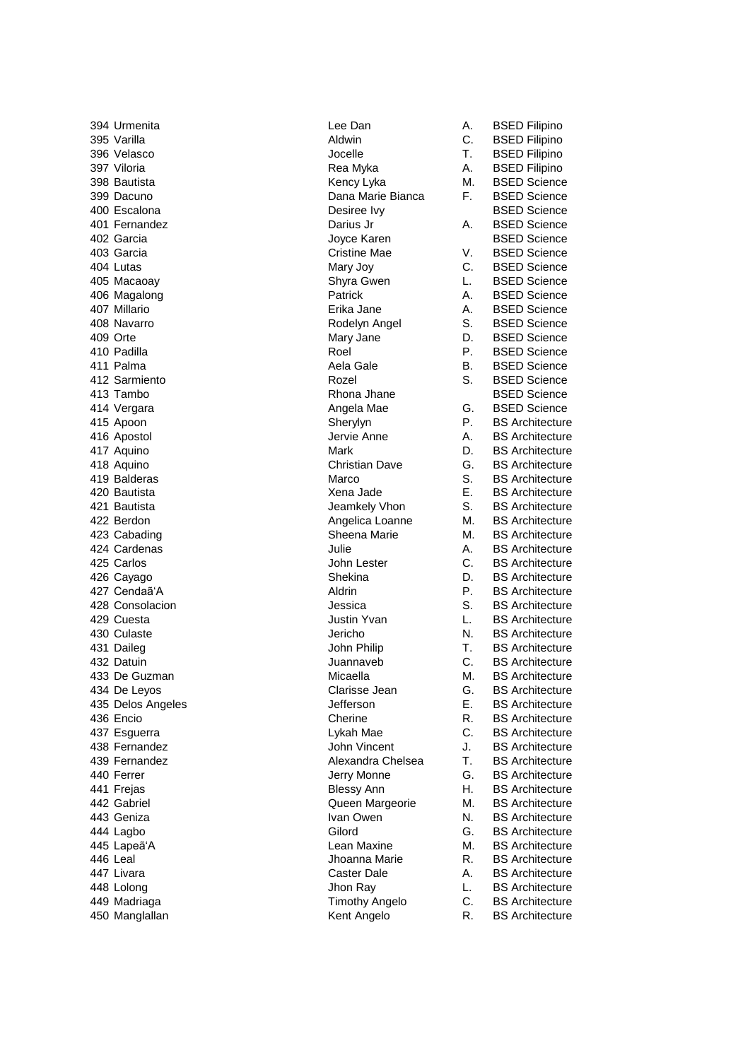| | | | | |
|---|---|---|---|---|
| 394 | Urmenita | Lee Dan | A. | BSED Filipino |
| 395 | Varilla | Aldwin | C. | BSED Filipino |
| 396 | Velasco | Jocelle | T. | BSED Filipino |
| 397 | Viloria | Rea Myka | A. | BSED Filipino |
| 398 | Bautista | Kency Lyka | M. | BSED Science |
| 399 | Dacuno | Dana Marie Bianca | F. | BSED Science |
| 400 | Escalona | Desiree Ivy | | BSED Science |
| 401 | Fernandez | Darius Jr | A. | BSED Science |
| 402 | Garcia | Joyce Karen | | BSED Science |
| 403 | Garcia | Cristine Mae | V. | BSED Science |
| 404 | Lutas | Mary Joy | C. | BSED Science |
| 405 | Macaoay | Shyra Gwen | L. | BSED Science |
| 406 | Magalong | Patrick | A. | BSED Science |
| 407 | Millario | Erika Jane | A. | BSED Science |
| 408 | Navarro | Rodelyn Angel | S. | BSED Science |
| 409 | Orte | Mary Jane | D. | BSED Science |
| 410 | Padilla | Roel | P. | BSED Science |
| 411 | Palma | Aela Gale | B. | BSED Science |
| 412 | Sarmiento | Rozel | S. | BSED Science |
| 413 | Tambo | Rhona Jhane | | BSED Science |
| 414 | Vergara | Angela Mae | G. | BSED Science |
| 415 | Apoon | Sherylyn | P. | BS Architecture |
| 416 | Apostol | Jervie Anne | A. | BS Architecture |
| 417 | Aquino | Mark | D. | BS Architecture |
| 418 | Aquino | Christian Dave | G. | BS Architecture |
| 419 | Balderas | Marco | S. | BS Architecture |
| 420 | Bautista | Xena Jade | E. | BS Architecture |
| 421 | Bautista | Jeamkely Vhon | S. | BS Architecture |
| 422 | Berdon | Angelica Loanne | M. | BS Architecture |
| 423 | Cabading | Sheena Marie | M. | BS Architecture |
| 424 | Cardenas | Julie | A. | BS Architecture |
| 425 | Carlos | John Lester | C. | BS Architecture |
| 426 | Cayago | Shekina | D. | BS Architecture |
| 427 | Cendaã'A | Aldrin | P. | BS Architecture |
| 428 | Consolacion | Jessica | S. | BS Architecture |
| 429 | Cuesta | Justin Yvan | L. | BS Architecture |
| 430 | Culaste | Jericho | N. | BS Architecture |
| 431 | Daileg | John Philip | T. | BS Architecture |
| 432 | Datuin | Juannaveb | C. | BS Architecture |
| 433 | De Guzman | Micaella | M. | BS Architecture |
| 434 | De Leyos | Clarisse Jean | G. | BS Architecture |
| 435 | Delos Angeles | Jefferson | E. | BS Architecture |
| 436 | Encio | Cherine | R. | BS Architecture |
| 437 | Esguerra | Lykah Mae | C. | BS Architecture |
| 438 | Fernandez | John Vincent | J. | BS Architecture |
| 439 | Fernandez | Alexandra Chelsea | T. | BS Architecture |
| 440 | Ferrer | Jerry Monne | G. | BS Architecture |
| 441 | Frejas | Blessy Ann | H. | BS Architecture |
| 442 | Gabriel | Queen Margeorie | M. | BS Architecture |
| 443 | Geniza | Ivan Owen | N. | BS Architecture |
| 444 | Lagbo | Gilord | G. | BS Architecture |
| 445 | Lapeã'A | Lean Maxine | M. | BS Architecture |
| 446 | Leal | Jhoanna Marie | R. | BS Architecture |
| 447 | Livara | Caster Dale | A. | BS Architecture |
| 448 | Lolong | Jhon Ray | L. | BS Architecture |
| 449 | Madriaga | Timothy Angelo | C. | BS Architecture |
| 450 | Manglallan | Kent Angelo | R. | BS Architecture |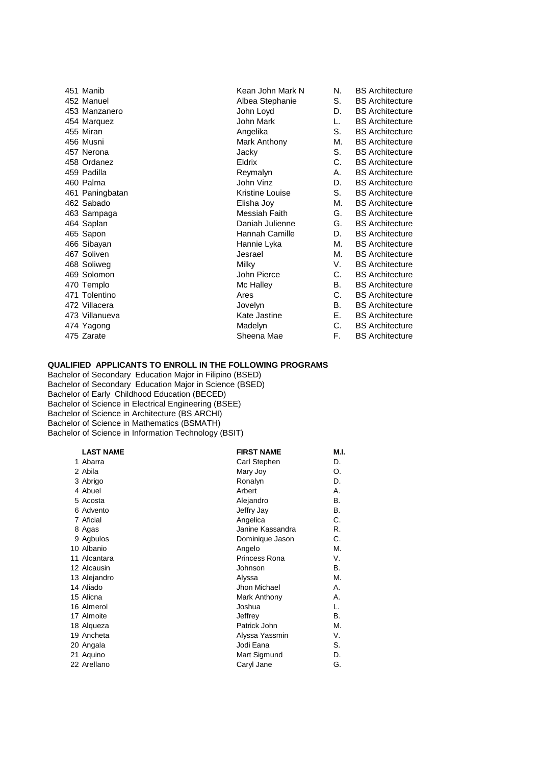|  |  |  |  |
|---|---|---|---|
| 451 Manib | Kean John Mark N | N. | BS Architecture |
| 452 Manuel | Albea Stephanie | S. | BS Architecture |
| 453 Manzanero | John Loyd | D. | BS Architecture |
| 454 Marquez | John Mark | L. | BS Architecture |
| 455 Miran | Angelika | S. | BS Architecture |
| 456 Musni | Mark Anthony | M. | BS Architecture |
| 457 Nerona | Jacky | S. | BS Architecture |
| 458 Ordanez | Eldrix | C. | BS Architecture |
| 459 Padilla | Reymalyn | A. | BS Architecture |
| 460 Palma | John Vinz | D. | BS Architecture |
| 461 Paningbatan | Kristine Louise | S. | BS Architecture |
| 462 Sabado | Elisha Joy | M. | BS Architecture |
| 463 Sampaga | Messiah Faith | G. | BS Architecture |
| 464 Saplan | Daniah Julienne | G. | BS Architecture |
| 465 Sapon | Hannah Camille | D. | BS Architecture |
| 466 Sibayan | Hannie Lyka | M. | BS Architecture |
| 467 Soliven | Jesrael | M. | BS Architecture |
| 468 Soliweg | Milky | V. | BS Architecture |
| 469 Solomon | John Pierce | C. | BS Architecture |
| 470 Templo | Mc Halley | B. | BS Architecture |
| 471 Tolentino | Ares | C. | BS Architecture |
| 472 Villacera | Jovelyn | B. | BS Architecture |
| 473 Villanueva | Kate Jastine | E. | BS Architecture |
| 474 Yagong | Madelyn | C. | BS Architecture |
| 475 Zarate | Sheena Mae | F. | BS Architecture |

**QUALIFIED APPLICANTS TO ENROLL IN THE FOLLOWING PROGRAMS**

Bachelor of Secondary Education Major in Filipino (BSED)
Bachelor of Secondary Education Major in Science (BSED)
Bachelor of Early Childhood Education (BECED)
Bachelor of Science in Electrical Engineering (BSEE)
Bachelor of Science in Architecture (BS ARCHI)
Bachelor of Science in Mathematics (BSMATH)
Bachelor of Science in Information Technology (BSIT)

| LAST NAME | FIRST NAME | M.I. |
|---|---|---|
| 1 Abarra | Carl Stephen | D. |
| 2 Abila | Mary Joy | O. |
| 3 Abrigo | Ronalyn | D. |
| 4 Abuel | Arbert | A. |
| 5 Acosta | Alejandro | B. |
| 6 Advento | Jeffry Jay | B. |
| 7 Aficial | Angelica | C. |
| 8 Agas | Janine Kassandra | R. |
| 9 Agbulos | Dominique Jason | C. |
| 10 Albanio | Angelo | M. |
| 11 Alcantara | Princess Rona | V. |
| 12 Alcausin | Johnson | B. |
| 13 Alejandro | Alyssa | M. |
| 14 Aliado | Jhon Michael | A. |
| 15 Alicna | Mark Anthony | A. |
| 16 Almerol | Joshua | L. |
| 17 Almoite | Jeffrey | B. |
| 18 Alqueza | Patrick John | M. |
| 19 Ancheta | Alyssa Yassmin | V. |
| 20 Angala | Jodi Eana | S. |
| 21 Aquino | Mart Sigmund | D. |
| 22 Arellano | Caryl Jane | G. |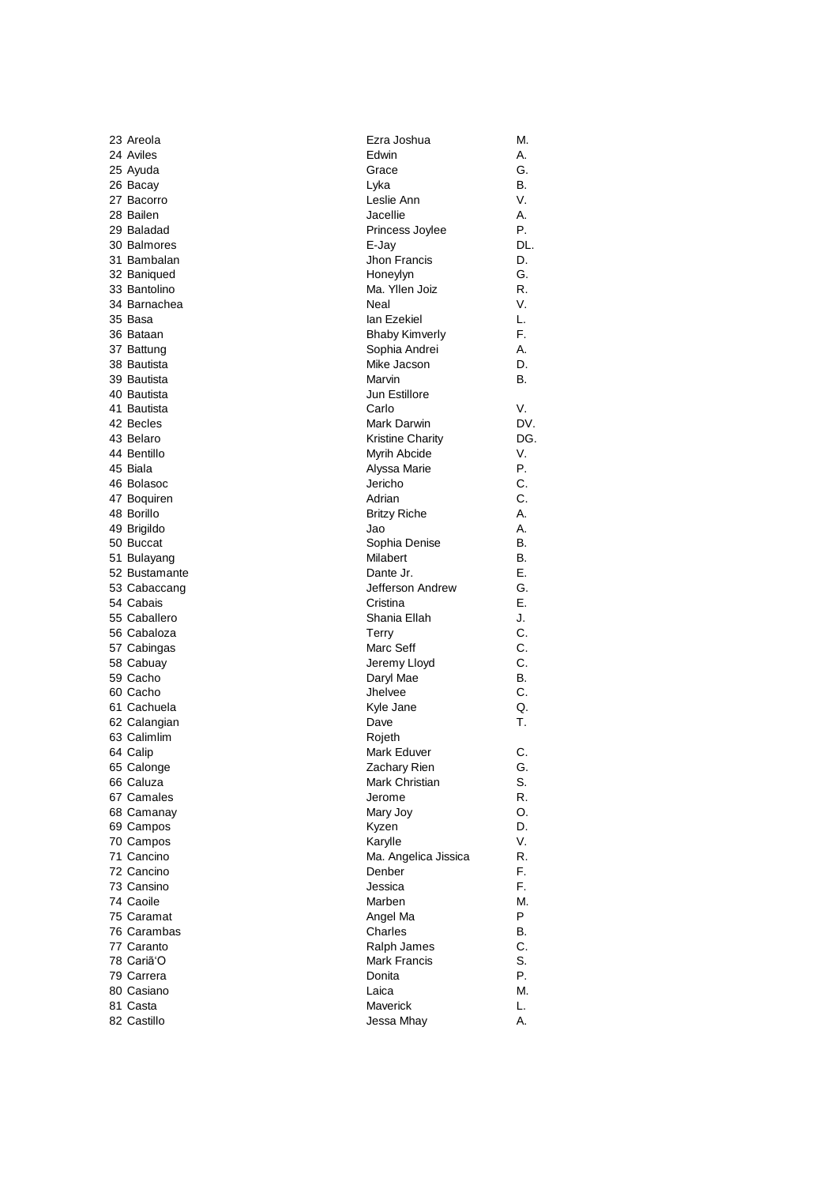| | | | |
|---|---|---|---|
| 23 | Areola | Ezra Joshua | M. |
| 24 | Aviles | Edwin | A. |
| 25 | Ayuda | Grace | G. |
| 26 | Bacay | Lyka | B. |
| 27 | Bacorro | Leslie Ann | V. |
| 28 | Bailen | Jacellie | A. |
| 29 | Baladad | Princess Joylee | P. |
| 30 | Balmores | E-Jay | DL. |
| 31 | Bambalan | Jhon Francis | D. |
| 32 | Baniqued | Honeylyn | G. |
| 33 | Bantolino | Ma. Yllen Joiz | R. |
| 34 | Barnachea | Neal | V. |
| 35 | Basa | Ian Ezekiel | L. |
| 36 | Bataan | Bhaby Kimverly | F. |
| 37 | Battung | Sophia Andrei | A. |
| 38 | Bautista | Mike Jacson | D. |
| 39 | Bautista | Marvin | B. |
| 40 | Bautista | Jun Estillore | |
| 41 | Bautista | Carlo | V. |
| 42 | Becles | Mark Darwin | DV. |
| 43 | Belaro | Kristine Charity | DG. |
| 44 | Bentillo | Myrih Abcide | V. |
| 45 | Biala | Alyssa Marie | P. |
| 46 | Bolasoc | Jericho | C. |
| 47 | Boquiren | Adrian | C. |
| 48 | Borillo | Britzy Riche | A. |
| 49 | Brigildo | Jao | A. |
| 50 | Buccat | Sophia Denise | B. |
| 51 | Bulayang | Milabert | B. |
| 52 | Bustamante | Dante Jr. | E. |
| 53 | Cabaccang | Jefferson Andrew | G. |
| 54 | Cabais | Cristina | E. |
| 55 | Caballero | Shania Ellah | J. |
| 56 | Cabaloza | Terry | C. |
| 57 | Cabingas | Marc Seff | C. |
| 58 | Cabuay | Jeremy Lloyd | C. |
| 59 | Cacho | Daryl Mae | B. |
| 60 | Cacho | Jhelvee | C. |
| 61 | Cachuela | Kyle Jane | Q. |
| 62 | Calangian | Dave | T. |
| 63 | Calimlim | Rojeth | |
| 64 | Calip | Mark Eduver | C. |
| 65 | Calonge | Zachary Rien | G. |
| 66 | Caluza | Mark Christian | S. |
| 67 | Camales | Jerome | R. |
| 68 | Camanay | Mary Joy | O. |
| 69 | Campos | Kyzen | D. |
| 70 | Campos | Karylle | V. |
| 71 | Cancino | Ma. Angelica Jissica | R. |
| 72 | Cancino | Denber | F. |
| 73 | Cansino | Jessica | F. |
| 74 | Caoile | Marben | M. |
| 75 | Caramat | Angel Ma | P |
| 76 | Carambas | Charles | B. |
| 77 | Caranto | Ralph James | C. |
| 78 | Cariã'O | Mark Francis | S. |
| 79 | Carrera | Donita | P. |
| 80 | Casiano | Laica | M. |
| 81 | Casta | Maverick | L. |
| 82 | Castillo | Jessa Mhay | A. |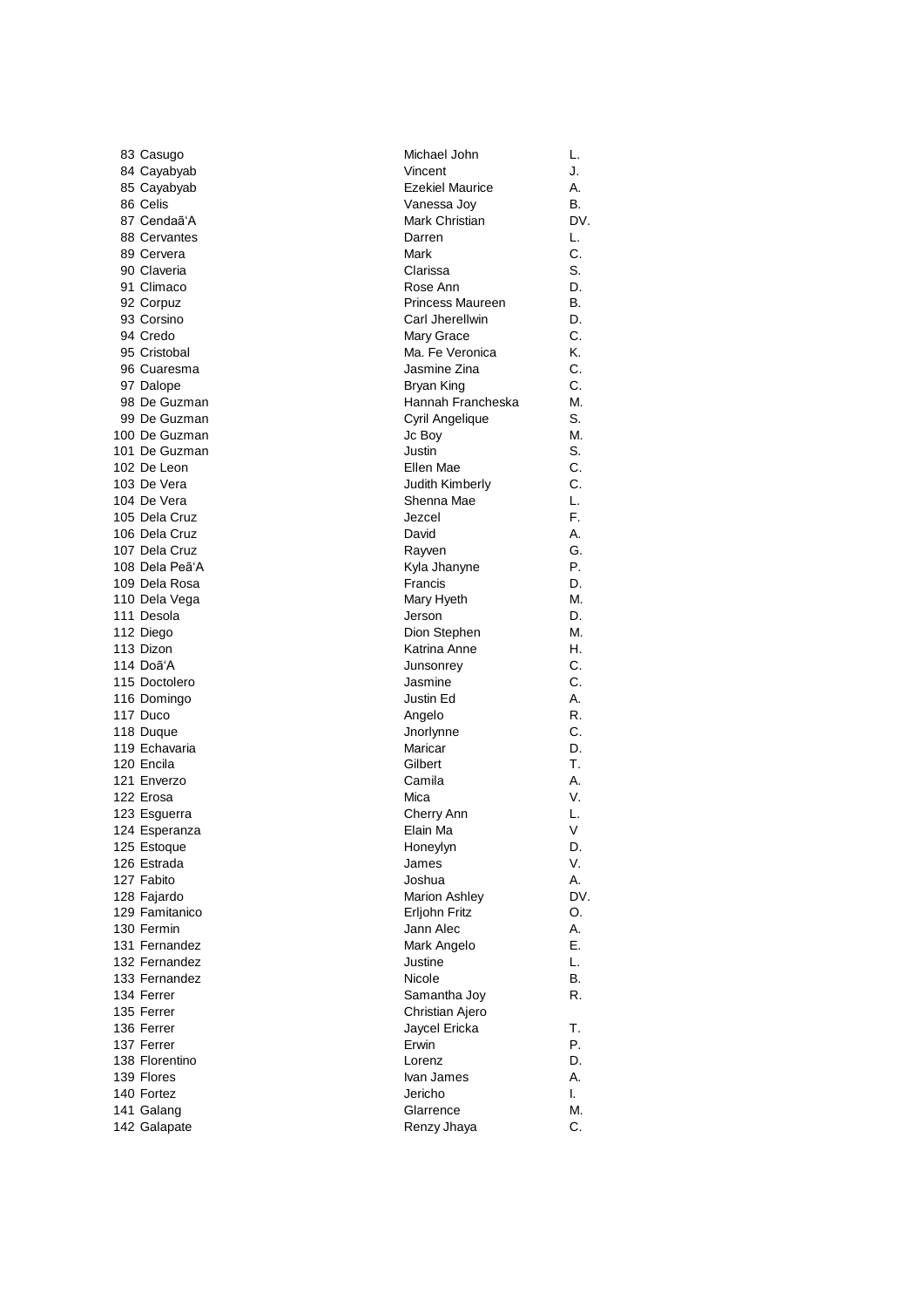| | | | |
|---|---|---|---|
| 83 | Casugo | Michael John | L. |
| 84 | Cayabyab | Vincent | J. |
| 85 | Cayabyab | Ezekiel Maurice | A. |
| 86 | Celis | Vanessa Joy | B. |
| 87 | Cendaã'A | Mark Christian | DV. |
| 88 | Cervantes | Darren | L. |
| 89 | Cervera | Mark | C. |
| 90 | Claveria | Clarissa | S. |
| 91 | Climaco | Rose Ann | D. |
| 92 | Corpuz | Princess Maureen | B. |
| 93 | Corsino | Carl Jherellwin | D. |
| 94 | Credo | Mary Grace | C. |
| 95 | Cristobal | Ma. Fe Veronica | K. |
| 96 | Cuaresma | Jasmine Zina | C. |
| 97 | Dalope | Bryan King | C. |
| 98 | De Guzman | Hannah Francheska | M. |
| 99 | De Guzman | Cyril Angelique | S. |
| 100 | De Guzman | Jc Boy | M. |
| 101 | De Guzman | Justin | S. |
| 102 | De Leon | Ellen Mae | C. |
| 103 | De Vera | Judith Kimberly | C. |
| 104 | De Vera | Shenna Mae | L. |
| 105 | Dela Cruz | Jezcel | F. |
| 106 | Dela Cruz | David | A. |
| 107 | Dela Cruz | Rayven | G. |
| 108 | Dela Peã'A | Kyla Jhanyne | P. |
| 109 | Dela Rosa | Francis | D. |
| 110 | Dela Vega | Mary Hyeth | M. |
| 111 | Desola | Jerson | D. |
| 112 | Diego | Dion Stephen | M. |
| 113 | Dizon | Katrina Anne | H. |
| 114 | Doã'A | Junsonrey | C. |
| 115 | Doctolero | Jasmine | C. |
| 116 | Domingo | Justin Ed | A. |
| 117 | Duco | Angelo | R. |
| 118 | Duque | Jnorlynne | C. |
| 119 | Echavaria | Maricar | D. |
| 120 | Encila | Gilbert | T. |
| 121 | Enverzo | Camila | A. |
| 122 | Erosa | Mica | V. |
| 123 | Esguerra | Cherry Ann | L. |
| 124 | Esperanza | Elain Ma | V |
| 125 | Estoque | Honeylyn | D. |
| 126 | Estrada | James | V. |
| 127 | Fabito | Joshua | A. |
| 128 | Fajardo | Marion Ashley | DV. |
| 129 | Famitanico | Erljohn Fritz | O. |
| 130 | Fermin | Jann Alec | A. |
| 131 | Fernandez | Mark Angelo | E. |
| 132 | Fernandez | Justine | L. |
| 133 | Fernandez | Nicole | B. |
| 134 | Ferrer | Samantha Joy | R. |
| 135 | Ferrer | Christian Ajero | |
| 136 | Ferrer | Jaycel Ericka | T. |
| 137 | Ferrer | Erwin | P. |
| 138 | Florentino | Lorenz | D. |
| 139 | Flores | Ivan James | A. |
| 140 | Fortez | Jericho | I. |
| 141 | Galang | Glarrence | M. |
| 142 | Galapate | Renzy Jhaya | C. |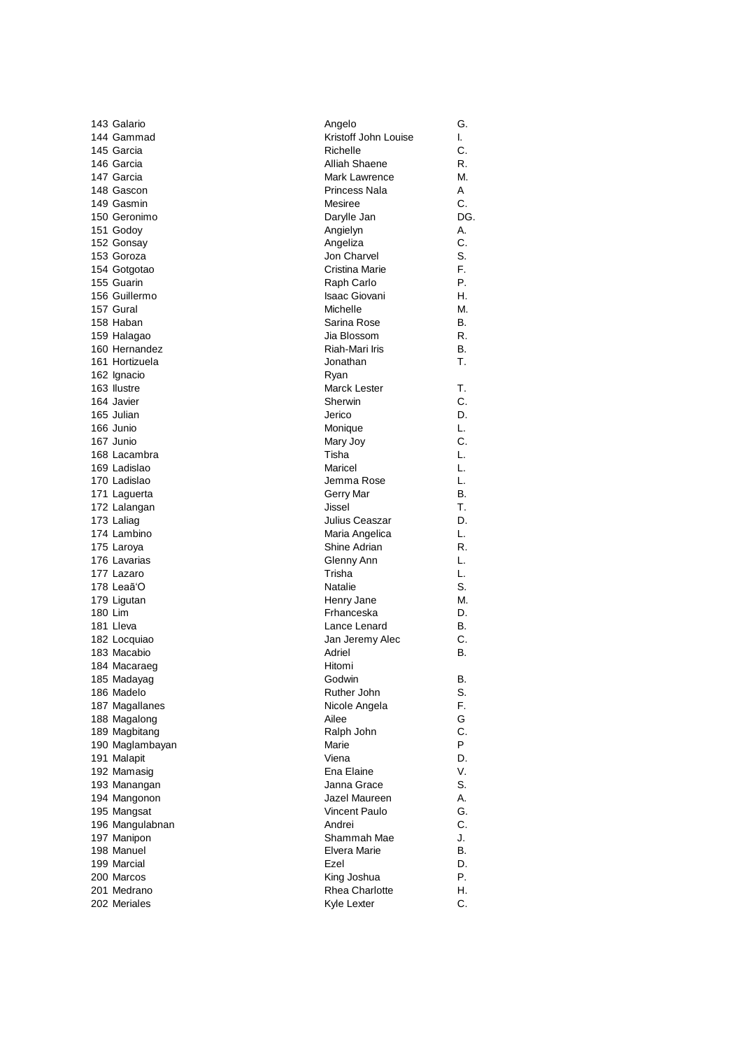| | | | |
|---|---|---|---|
| 143 | Galario | Angelo | G. |
| 144 | Gammad | Kristoff John Louise | I. |
| 145 | Garcia | Richelle | C. |
| 146 | Garcia | Alliah Shaene | R. |
| 147 | Garcia | Mark Lawrence | M. |
| 148 | Gascon | Princess Nala | A |
| 149 | Gasmin | Mesiree | C. |
| 150 | Geronimo | Darylle Jan | DG. |
| 151 | Godoy | Angielyn | A. |
| 152 | Gonsay | Angeliza | C. |
| 153 | Goroza | Jon Charvel | S. |
| 154 | Gotgotao | Cristina Marie | F. |
| 155 | Guarin | Raph Carlo | P. |
| 156 | Guillermo | Isaac Giovani | H. |
| 157 | Gural | Michelle | M. |
| 158 | Haban | Sarina Rose | B. |
| 159 | Halagao | Jia Blossom | R. |
| 160 | Hernandez | Riah-Mari Iris | B. |
| 161 | Hortizuela | Jonathan | T. |
| 162 | Ignacio | Ryan | |
| 163 | Ilustre | Marck Lester | T. |
| 164 | Javier | Sherwin | C. |
| 165 | Julian | Jerico | D. |
| 166 | Junio | Monique | L. |
| 167 | Junio | Mary Joy | C. |
| 168 | Lacambra | Tisha | L. |
| 169 | Ladislao | Maricel | L. |
| 170 | Ladislao | Jemma Rose | L. |
| 171 | Laguerta | Gerry Mar | B. |
| 172 | Lalangan | Jissel | T. |
| 173 | Laliag | Julius Ceaszar | D. |
| 174 | Lambino | Maria Angelica | L. |
| 175 | Laroya | Shine Adrian | R. |
| 176 | Lavarias | Glenny Ann | L. |
| 177 | Lazaro | Trisha | L. |
| 178 | Leaã'O | Natalie | S. |
| 179 | Ligutan | Henry Jane | M. |
| 180 | Lim | Frhanceska | D. |
| 181 | Lleva | Lance Lenard | B. |
| 182 | Locquiao | Jan Jeremy Alec | C. |
| 183 | Macabio | Adriel | B. |
| 184 | Macaraeg | Hitomi | |
| 185 | Madayag | Godwin | B. |
| 186 | Madelo | Ruther John | S. |
| 187 | Magallanes | Nicole Angela | F. |
| 188 | Magalong | Ailee | G |
| 189 | Magbitang | Ralph John | C. |
| 190 | Maglambayan | Marie | P |
| 191 | Malapit | Viena | D. |
| 192 | Mamasig | Ena Elaine | V. |
| 193 | Manangan | Janna Grace | S. |
| 194 | Mangonon | Jazel Maureen | A. |
| 195 | Mangsat | Vincent Paulo | G. |
| 196 | Mangulabnan | Andrei | C. |
| 197 | Manipon | Shammah Mae | J. |
| 198 | Manuel | Elvera Marie | B. |
| 199 | Marcial | Ezel | D. |
| 200 | Marcos | King Joshua | P. |
| 201 | Medrano | Rhea Charlotte | H. |
| 202 | Meriales | Kyle Lexter | C. |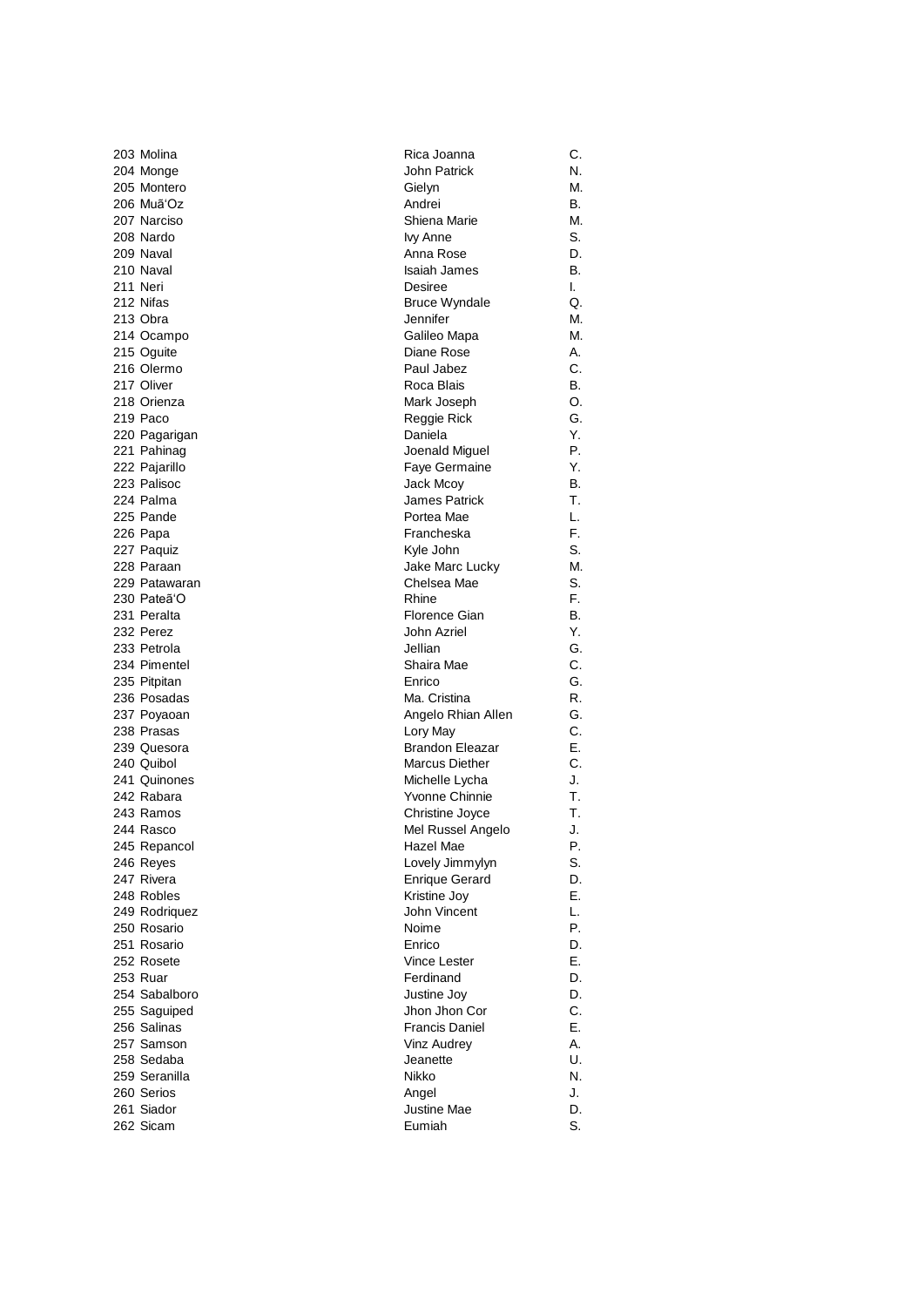| | | | |
|---|---|---|---|
| 203 | Molina | Rica Joanna | C. |
| 204 | Monge | John Patrick | N. |
| 205 | Montero | Gielyn | M. |
| 206 | Muã'Oz | Andrei | B. |
| 207 | Narciso | Shiena Marie | M. |
| 208 | Nardo | Ivy Anne | S. |
| 209 | Naval | Anna Rose | D. |
| 210 | Naval | Isaiah James | B. |
| 211 | Neri | Desiree | I. |
| 212 | Nifas | Bruce Wyndale | Q. |
| 213 | Obra | Jennifer | M. |
| 214 | Ocampo | Galileo Mapa | M. |
| 215 | Oguite | Diane Rose | A. |
| 216 | Olermo | Paul Jabez | C. |
| 217 | Oliver | Roca Blais | B. |
| 218 | Orienza | Mark Joseph | O. |
| 219 | Paco | Reggie Rick | G. |
| 220 | Pagarigan | Daniela | Y. |
| 221 | Pahinag | Joenald Miguel | P. |
| 222 | Pajarillo | Faye Germaine | Y. |
| 223 | Palisoc | Jack Mcoy | B. |
| 224 | Palma | James Patrick | T. |
| 225 | Pande | Portea Mae | L. |
| 226 | Papa | Francheska | F. |
| 227 | Paquiz | Kyle John | S. |
| 228 | Paraan | Jake Marc Lucky | M. |
| 229 | Patawaran | Chelsea Mae | S. |
| 230 | Pateã'O | Rhine | F. |
| 231 | Peralta | Florence Gian | B. |
| 232 | Perez | John Azriel | Y. |
| 233 | Petrola | Jellian | G. |
| 234 | Pimentel | Shaira Mae | C. |
| 235 | Pitpitan | Enrico | G. |
| 236 | Posadas | Ma. Cristina | R. |
| 237 | Poyaoan | Angelo Rhian Allen | G. |
| 238 | Prasas | Lory May | C. |
| 239 | Quesora | Brandon Eleazar | E. |
| 240 | Quibol | Marcus Diether | C. |
| 241 | Quinones | Michelle Lycha | J. |
| 242 | Rabara | Yvonne Chinnie | T. |
| 243 | Ramos | Christine Joyce | T. |
| 244 | Rasco | Mel Russel Angelo | J. |
| 245 | Repancol | Hazel Mae | P. |
| 246 | Reyes | Lovely Jimmylyn | S. |
| 247 | Rivera | Enrique Gerard | D. |
| 248 | Robles | Kristine Joy | E. |
| 249 | Rodriquez | John Vincent | L. |
| 250 | Rosario | Noime | P. |
| 251 | Rosario | Enrico | D. |
| 252 | Rosete | Vince Lester | E. |
| 253 | Ruar | Ferdinand | D. |
| 254 | Sabalboro | Justine Joy | D. |
| 255 | Saguiped | Jhon Jhon Cor | C. |
| 256 | Salinas | Francis Daniel | E. |
| 257 | Samson | Vinz Audrey | A. |
| 258 | Sedaba | Jeanette | U. |
| 259 | Seranilla | Nikko | N. |
| 260 | Serios | Angel | J. |
| 261 | Siador | Justine Mae | D. |
| 262 | Sicam | Eumiah | S. |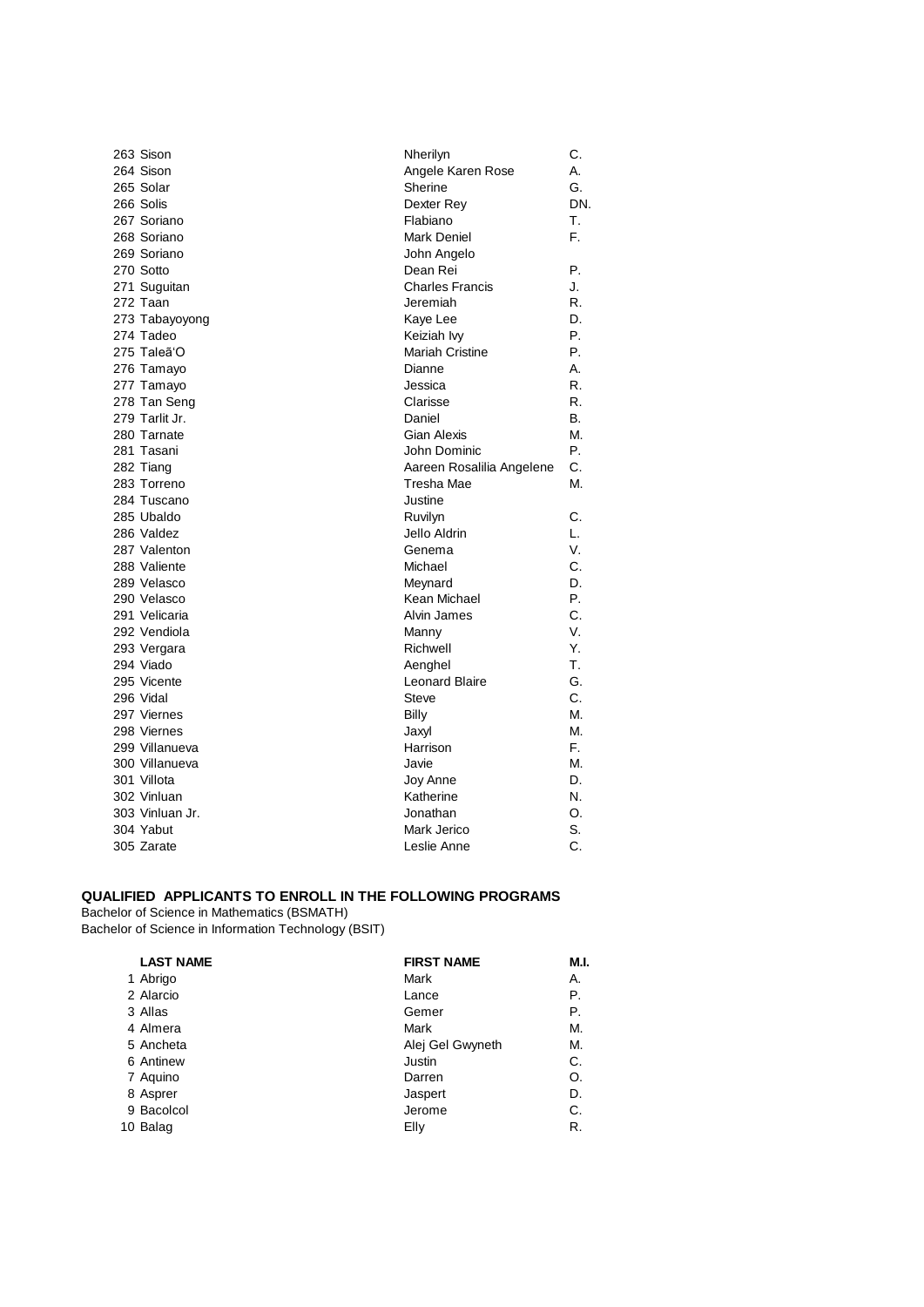| | | | |
|---|---|---|---|
| 263 | Sison | Nherilyn | C. |
| 264 | Sison | Angele Karen Rose | A. |
| 265 | Solar | Sherine | G. |
| 266 | Solis | Dexter Rey | DN. |
| 267 | Soriano | Flabiano | T. |
| 268 | Soriano | Mark Deniel | F. |
| 269 | Soriano | John Angelo | |
| 270 | Sotto | Dean Rei | P. |
| 271 | Suguitan | Charles Francis | J. |
| 272 | Taan | Jeremiah | R. |
| 273 | Tabayoyong | Kaye Lee | D. |
| 274 | Tadeo | Keiziah Ivy | P. |
| 275 | Taleã'O | Mariah Cristine | P. |
| 276 | Tamayo | Dianne | A. |
| 277 | Tamayo | Jessica | R. |
| 278 | Tan Seng | Clarisse | R. |
| 279 | Tarlit Jr. | Daniel | B. |
| 280 | Tarnate | Gian Alexis | M. |
| 281 | Tasani | John Dominic | P. |
| 282 | Tiang | Aareen Rosalilia Angelene | C. |
| 283 | Torreno | Tresha Mae | M. |
| 284 | Tuscano | Justine | |
| 285 | Ubaldo | Ruvilyn | C. |
| 286 | Valdez | Jello Aldrin | L. |
| 287 | Valenton | Genema | V. |
| 288 | Valiente | Michael | C. |
| 289 | Velasco | Meynard | D. |
| 290 | Velasco | Kean Michael | P. |
| 291 | Velicaria | Alvin James | C. |
| 292 | Vendiola | Manny | V. |
| 293 | Vergara | Richwell | Y. |
| 294 | Viado | Aenghel | T. |
| 295 | Vicente | Leonard Blaire | G. |
| 296 | Vidal | Steve | C. |
| 297 | Viernes | Billy | M. |
| 298 | Viernes | Jaxyl | M. |
| 299 | Villanueva | Harrison | F. |
| 300 | Villanueva | Javie | M. |
| 301 | Villota | Joy Anne | D. |
| 302 | Vinluan | Katherine | N. |
| 303 | Vinluan Jr. | Jonathan | O. |
| 304 | Yabut | Mark Jerico | S. |
| 305 | Zarate | Leslie Anne | C. |

**QUALIFIED APPLICANTS TO ENROLL IN THE FOLLOWING PROGRAMS**

Bachelor of Science in Mathematics (BSMATH)
Bachelor of Science in Information Technology (BSIT)

| | LAST NAME | FIRST NAME | M.I. |
|---|---|---|---|
| 1 | Abrigo | Mark | A. |
| 2 | Alarcio | Lance | P. |
| 3 | Allas | Gemer | P. |
| 4 | Almera | Mark | M. |
| 5 | Ancheta | Alej Gel Gwyneth | M. |
| 6 | Antinew | Justin | C. |
| 7 | Aquino | Darren | O. |
| 8 | Asprer | Jaspert | D. |
| 9 | Bacolcol | Jerome | C. |
| 10 | Balag | Elly | R. |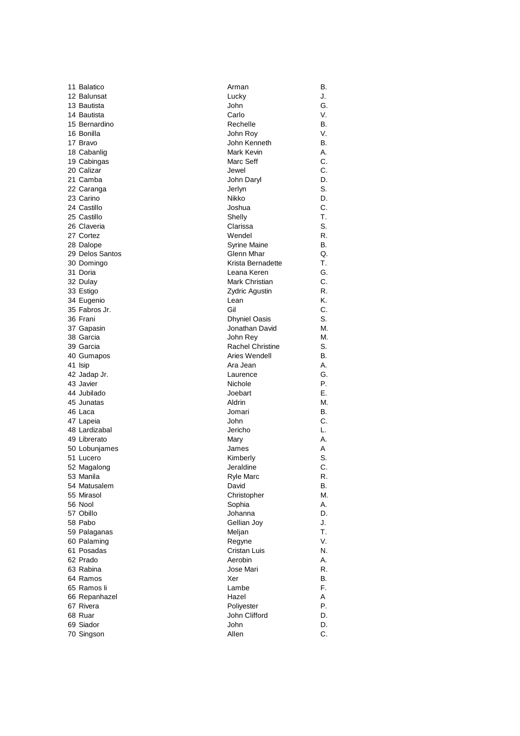| | | | |
|---|---|---|---|
| 11 | Balatico | Arman | B. |
| 12 | Balunsat | Lucky | J. |
| 13 | Bautista | John | G. |
| 14 | Bautista | Carlo | V. |
| 15 | Bernardino | Rechelle | B. |
| 16 | Bonilla | John Roy | V. |
| 17 | Bravo | John Kenneth | B. |
| 18 | Cabanlig | Mark Kevin | A. |
| 19 | Cabingas | Marc Seff | C. |
| 20 | Calizar | Jewel | C. |
| 21 | Camba | John Daryl | D. |
| 22 | Caranga | Jerlyn | S. |
| 23 | Carino | Nikko | D. |
| 24 | Castillo | Joshua | C. |
| 25 | Castillo | Shelly | T. |
| 26 | Claveria | Clarissa | S. |
| 27 | Cortez | Wendel | R. |
| 28 | Dalope | Syrine Maine | B. |
| 29 | Delos Santos | Glenn Mhar | Q. |
| 30 | Domingo | Krista Bernadette | T. |
| 31 | Doria | Leana Keren | G. |
| 32 | Dulay | Mark Christian | C. |
| 33 | Estigo | Zydric Agustin | R. |
| 34 | Eugenio | Lean | K. |
| 35 | Fabros Jr. | Gil | C. |
| 36 | Frani | Dhyniel Oasis | S. |
| 37 | Gapasin | Jonathan David | M. |
| 38 | Garcia | John Rey | M. |
| 39 | Garcia | Rachel Christine | S. |
| 40 | Gumapos | Aries Wendell | B. |
| 41 | Isip | Ara Jean | A. |
| 42 | Jadap Jr. | Laurence | G. |
| 43 | Javier | Nichole | P. |
| 44 | Jubilado | Joebart | E. |
| 45 | Junatas | Aldrin | M. |
| 46 | Laca | Jomari | B. |
| 47 | Lapeia | John | C. |
| 48 | Lardizabal | Jericho | L. |
| 49 | Librerato | Mary | A. |
| 50 | Lobunjames | James | A |
| 51 | Lucero | Kimberly | S. |
| 52 | Magalong | Jeraldine | C. |
| 53 | Manila | Ryle Marc | R. |
| 54 | Matusalem | David | B. |
| 55 | Mirasol | Christopher | M. |
| 56 | Nool | Sophia | A. |
| 57 | Obillo | Johanna | D. |
| 58 | Pabo | Gellian Joy | J. |
| 59 | Palaganas | Meljan | T. |
| 60 | Palaming | Regyne | V. |
| 61 | Posadas | Cristan Luis | N. |
| 62 | Prado | Aerobin | A. |
| 63 | Rabina | Jose Mari | R. |
| 64 | Ramos | Xer | B. |
| 65 | Ramos Ii | Lambe | F. |
| 66 | Repanhazel | Hazel | A |
| 67 | Rivera | Poliyester | P. |
| 68 | Ruar | John Clifford | D. |
| 69 | Siador | John | D. |
| 70 | Singson | Allen | C. |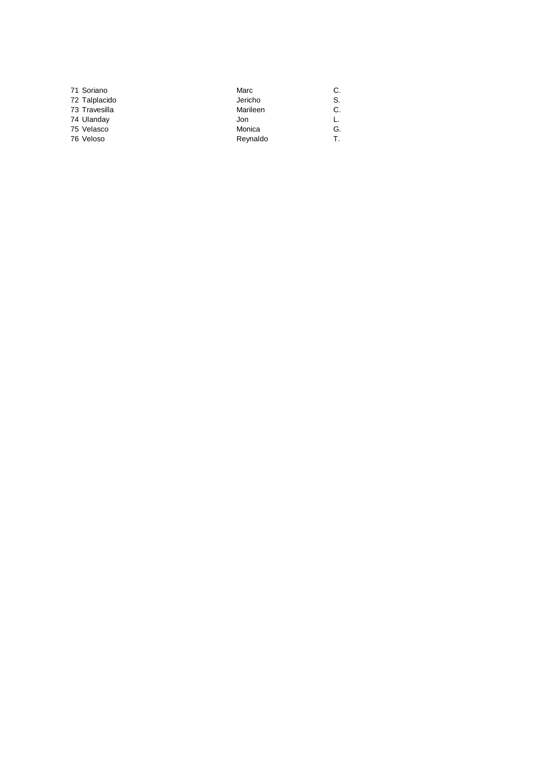| | | | |
|---|---|---|---|
| 71 | Soriano | Marc | C. |
| 72 | Talplacido | Jericho | S. |
| 73 | Travesilla | Marileen | C. |
| 74 | Ulanday | Jon | L. |
| 75 | Velasco | Monica | G. |
| 76 | Veloso | Reynaldo | T. |